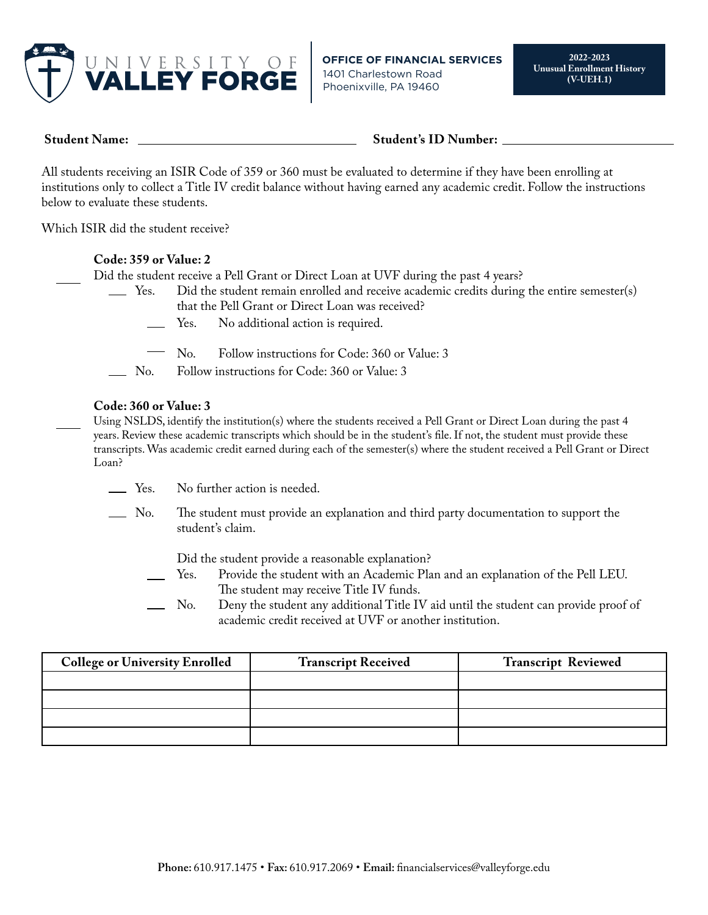UNIVERSITY OF **VALLEY FORGE**

**OFFICE OF FINANCIAL SERVICES**
1401 Charlestown Road
Phoenixville, PA 19460

**2022-2023**
**Unusual Enrollment History**
**(V-UEH.1)**

**Student Name:** ______________________ **Student's ID Number:** ______________________

All students receiving an ISIR Code of 359 or 360 must be evaluated to determine if they have been enrolling at institutions only to collect a Title IV credit balance without having earned any academic credit. Follow the instructions below to evaluate these students.

Which ISIR did the student receive?

____ **Code: 359 or Value: 2**

Did the student receive a Pell Grant or Direct Loan at UVF during the past 4 years?

- ___ Yes. Did the student remain enrolled and receive academic credits during the entire semester(s) that the Pell Grant or Direct Loan was received?
  - ___ Yes. No additional action is required.
  - ___ No. Follow instructions for Code: 360 or Value: 3
- ___ No. Follow instructions for Code: 360 or Value: 3

____ **Code: 360 or Value: 3**

Using NSLDS, identify the institution(s) where the students received a Pell Grant or Direct Loan during the past 4 years. Review these academic transcripts which should be in the student's file. If not, the student must provide these transcripts. Was academic credit earned during each of the semester(s) where the student received a Pell Grant or Direct Loan?

- ___ Yes. No further action is needed.
- ___ No. The student must provide an explanation and third party documentation to support the student's claim.

  Did the student provide a reasonable explanation?
  - ___ Yes. Provide the student with an Academic Plan and an explanation of the Pell LEU. The student may receive Title IV funds.
  - ___ No. Deny the student any additional Title IV aid until the student can provide proof of academic credit received at UVF or another institution.

| College or University Enrolled | Transcript Received | Transcript Reviewed |
|---|---|---|
| | | |
| | | |
| | | |
| | | |

**Phone:** 610.917.1475 • **Fax:** 610.917.2069 • **Email:** financialservices@valleyforge.edu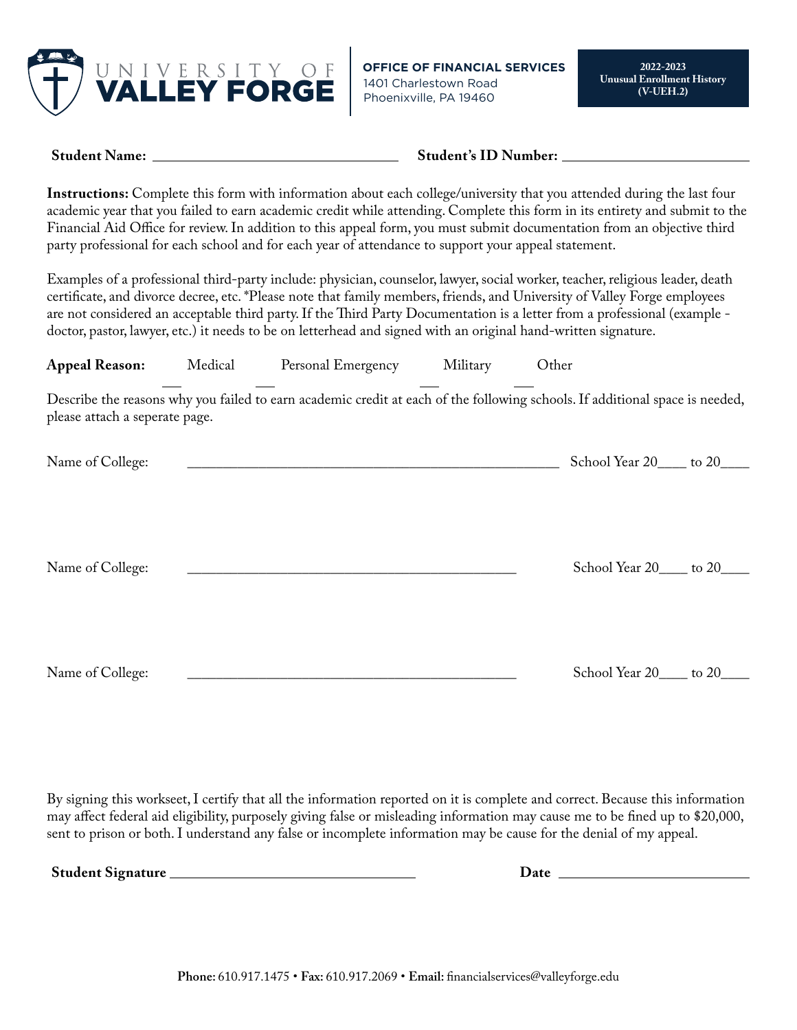UNIVERSITY OF **VALLEY FORGE**

**OFFICE OF FINANCIAL SERVICES**
1401 Charlestown Road
Phoenixville, PA 19460

**2022-2023**
**Unusual Enrollment History**
**(V-UEH.2)**

**Student Name:** ________________________________ **Student's ID Number:** ________________________

**Instructions:** Complete this form with information about each college/university that you attended during the last four academic year that you failed to earn academic credit while attending. Complete this form in its entirety and submit to the Financial Aid Office for review. In addition to this appeal form, you must submit documentation from an objective third party professional for each school and for each year of attendance to support your appeal statement.

Examples of a professional third-party include: physician, counselor, lawyer, social worker, teacher, religious leader, death certificate, and divorce decree, etc. *Please note that family members, friends, and University of Valley Forge employees are not considered an acceptable third party. If the Third Party Documentation is a letter from a professional (example - doctor, pastor, lawyer, etc.) it needs to be on letterhead and signed with an original hand-written signature.

**Appeal Reason:** ___ Medical ___ Personal Emergency ___ Military ___ Other

Describe the reasons why you failed to earn academic credit at each of the following schools. If additional space is needed, please attach a seperate page.

Name of College: ______________________________________________________ School Year 20____ to 20____

Name of College: ______________________________________________ School Year 20____ to 20____

Name of College: ______________________________________________ School Year 20____ to 20____

By signing this workseet, I certify that all the information reported on it is complete and correct. Because this information may affect federal aid eligibility, purposely giving false or misleading information may cause me to be fined up to $20,000, sent to prison or both. I understand any false or incomplete information may be cause for the denial of my appeal.

**Student Signature** ________________________________ **Date** ________________________

**Phone:** 610.917.1475 • **Fax:** 610.917.2069 • **Email:** financialservices@valleyforge.edu